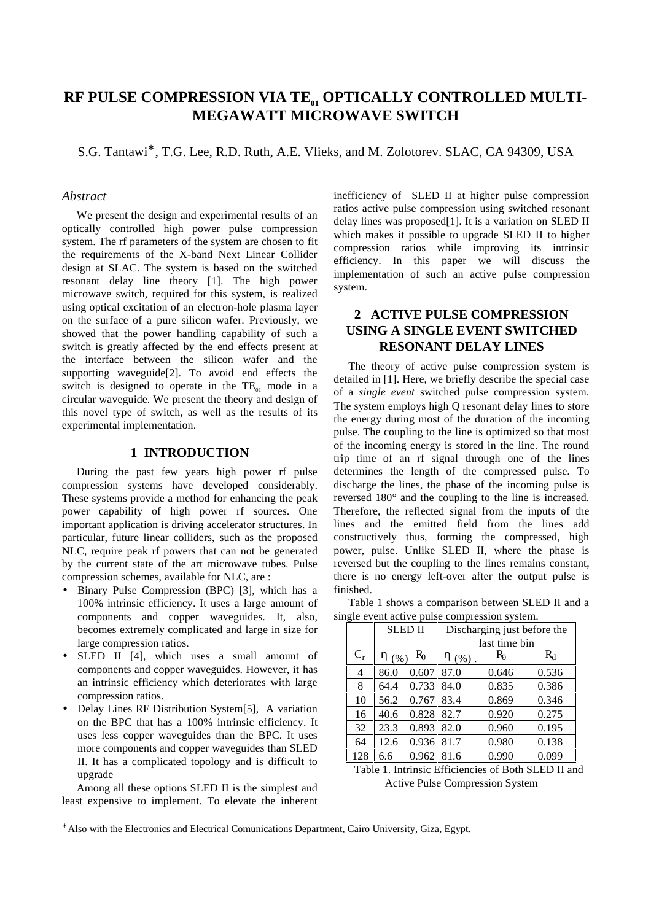# RF PULSE COMPRESSION VIA $TE_{01}$ OPTICALLY CONTROLLED MULTI-MEGAWATT MICROWAVE SWITCH

S.G. Tantawi*, T.G. Lee, R.D. Ruth, A.E. Vlieks, and M. Zolotorev. SLAC, CA 94309, USA

## *Abstract*

We present the design and experimental results of an optically controlled high power pulse compression system. The rf parameters of the system are chosen to fit the requirements of the X-band Next Linear Collider design at SLAC. The system is based on the switched resonant delay line theory [1]. The high power microwave switch, required for this system, is realized using optical excitation of an electron-hole plasma layer on the surface of a pure silicon wafer. Previously, we showed that the power handling capability of such a switch is greatly affected by the end effects present at the interface between the silicon wafer and the supporting waveguide[2]. To avoid end effects the switch is designed to operate in the $TE_{01}$ mode in a circular waveguide. We present the theory and design of this novel type of switch, as well as the results of its experimental implementation.

## 1 INTRODUCTION

During the past few years high power rf pulse compression systems have developed considerably. These systems provide a method for enhancing the peak power capability of high power rf sources. One important application is driving accelerator structures. In particular, future linear colliders, such as the proposed NLC, require peak rf powers that can not be generated by the current state of the art microwave tubes. Pulse compression schemes, available for NLC, are :

- Binary Pulse Compression (BPC) [3], which has a 100% intrinsic efficiency. It uses a large amount of components and copper waveguides. It, also, becomes extremely complicated and large in size for large compression ratios.
- SLED II [4], which uses a small amount of components and copper waveguides. However, it has an intrinsic efficiency which deteriorates with large compression ratios.
- Delay Lines RF Distribution System[5], A variation on the BPC that has a 100% intrinsic efficiency. It uses less copper waveguides than the BPC. It uses more components and copper waveguides than SLED II. It has a complicated topology and is difficult to upgrade

Among all these options SLED II is the simplest and least expensive to implement. To elevate the inherent inefficiency of SLED II at higher pulse compression ratios active pulse compression using switched resonant delay lines was proposed[1]. It is a variation on SLED II which makes it possible to upgrade SLED II to higher compression ratios while improving its intrinsic efficiency. In this paper we will discuss the implementation of such an active pulse compression system.

## 2 ACTIVE PULSE COMPRESSION USING A SINGLE EVENT SWITCHED RESONANT DELAY LINES

The theory of active pulse compression system is detailed in [1]. Here, we briefly describe the special case of a *single event* switched pulse compression system. The system employs high Q resonant delay lines to store the energy during most of the duration of the incoming pulse. The coupling to the line is optimized so that most of the incoming energy is stored in the line. The round trip time of an rf signal through one of the lines determines the length of the compressed pulse. To discharge the lines, the phase of the incoming pulse is reversed 180° and the coupling to the line is increased. Therefore, the reflected signal from the inputs of the lines and the emitted field from the lines add constructively thus, forming the compressed, high power, pulse. Unlike SLED II, where the phase is reversed but the coupling to the lines remains constant, there is no energy left-over after the output pulse is finished.

Table 1 shows a comparison between SLED II and a single event active pulse compression system.

| | SLED II | | Discharging just before the last time bin | | |
|---|---|---|---|---|---|
| $C_r$ | $\eta$ (%) | $R_0$ | $\eta$ (%) | $R_0$ | $R_d$ |
| 4 | 86.0 | 0.607 | 87.0 | 0.646 | 0.536 |
| 8 | 64.4 | 0.733 | 84.0 | 0.835 | 0.386 |
| 10 | 56.2 | 0.767 | 83.4 | 0.869 | 0.346 |
| 16 | 40.6 | 0.828 | 82.7 | 0.920 | 0.275 |
| 32 | 23.3 | 0.893 | 82.0 | 0.960 | 0.195 |
| 64 | 12.6 | 0.936 | 81.7 | 0.980 | 0.138 |
| 128 | 6.6 | 0.962 | 81.6 | 0.990 | 0.099 |

Table 1. Intrinsic Efficiencies of Both SLED II and Active Pulse Compression System

*Also with the Electronics and Electrical Comunications Department, Cairo University, Giza, Egypt.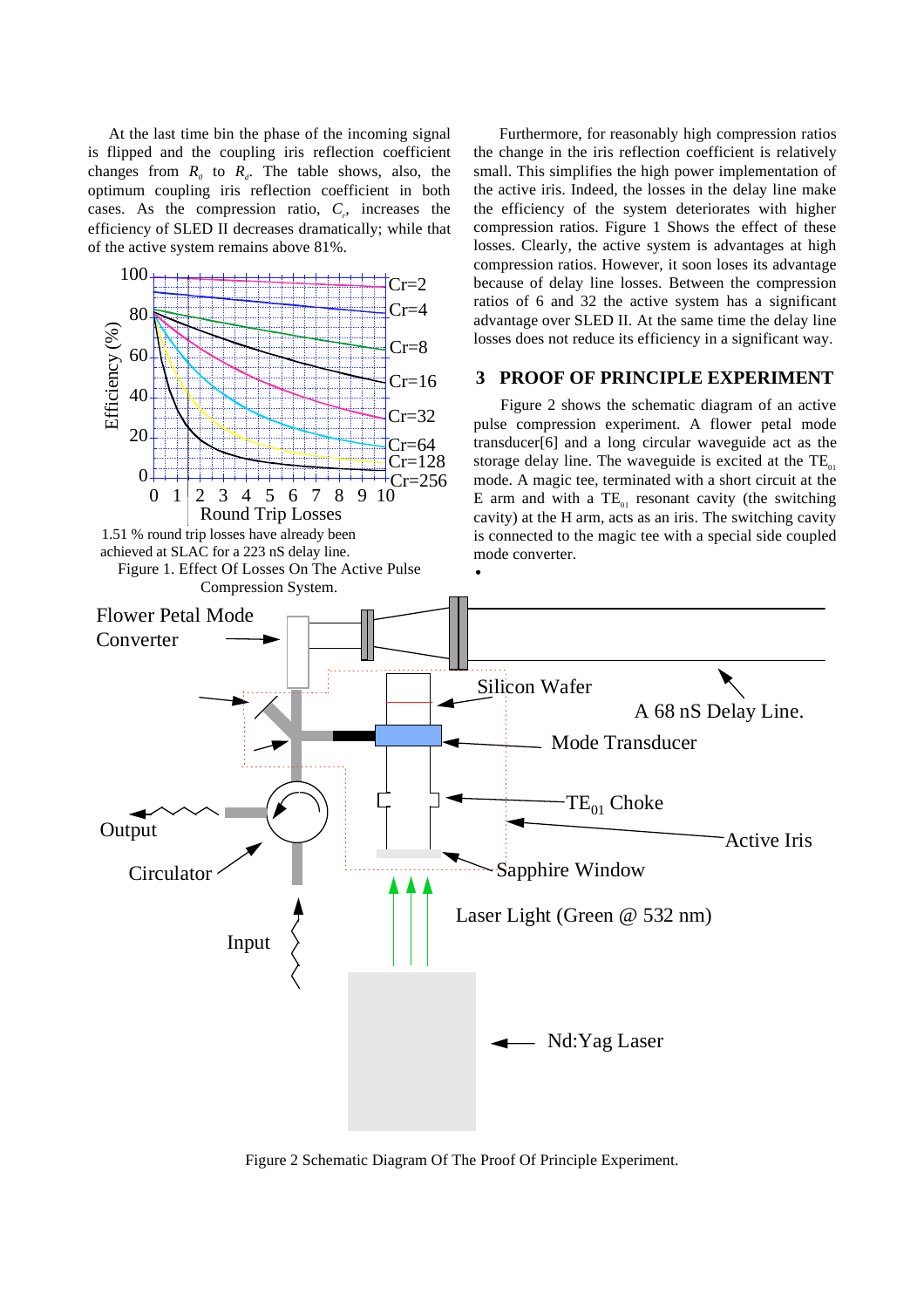At the last time bin the phase of the incoming signal is flipped and the coupling iris reflection coefficient changes from $R_0$ to $R_d$. The table shows, also, the optimum coupling iris reflection coefficient in both cases. As the compression ratio, $C_r$, increases the efficiency of SLED II decreases dramatically; while that of the active system remains above 81%.

1.51 % round trip losses have already been achieved at SLAC for a 223 nS delay line.

Figure 1. Effect Of Losses On The Active Pulse Compression System.

Furthermore, for reasonably high compression ratios the change in the iris reflection coefficient is relatively small. This simplifies the high power implementation of the active iris. Indeed, the losses in the delay line make the efficiency of the system deteriorates with higher compression ratios. Figure 1 Shows the effect of these losses. Clearly, the active system is advantages at high compression ratios. However, it soon loses its advantage because of delay line losses. Between the compression ratios of 6 and 32 the active system has a significant advantage over SLED II. At the same time the delay line losses does not reduce its efficiency in a significant way.

## 3 PROOF OF PRINCIPLE EXPERIMENT

Figure 2 shows the schematic diagram of an active pulse compression experiment. A flower petal mode transducer[6] and a long circular waveguide act as the storage delay line. The waveguide is excited at the $TE_{01}$ mode. A magic tee, terminated with a short circuit at the E arm and with a $TE_{01}$ resonant cavity (the switching cavity) at the H arm, acts as an iris. The switching cavity is connected to the magic tee with a special side coupled mode converter.

Figure 2 Schematic Diagram Of The Proof Of Principle Experiment.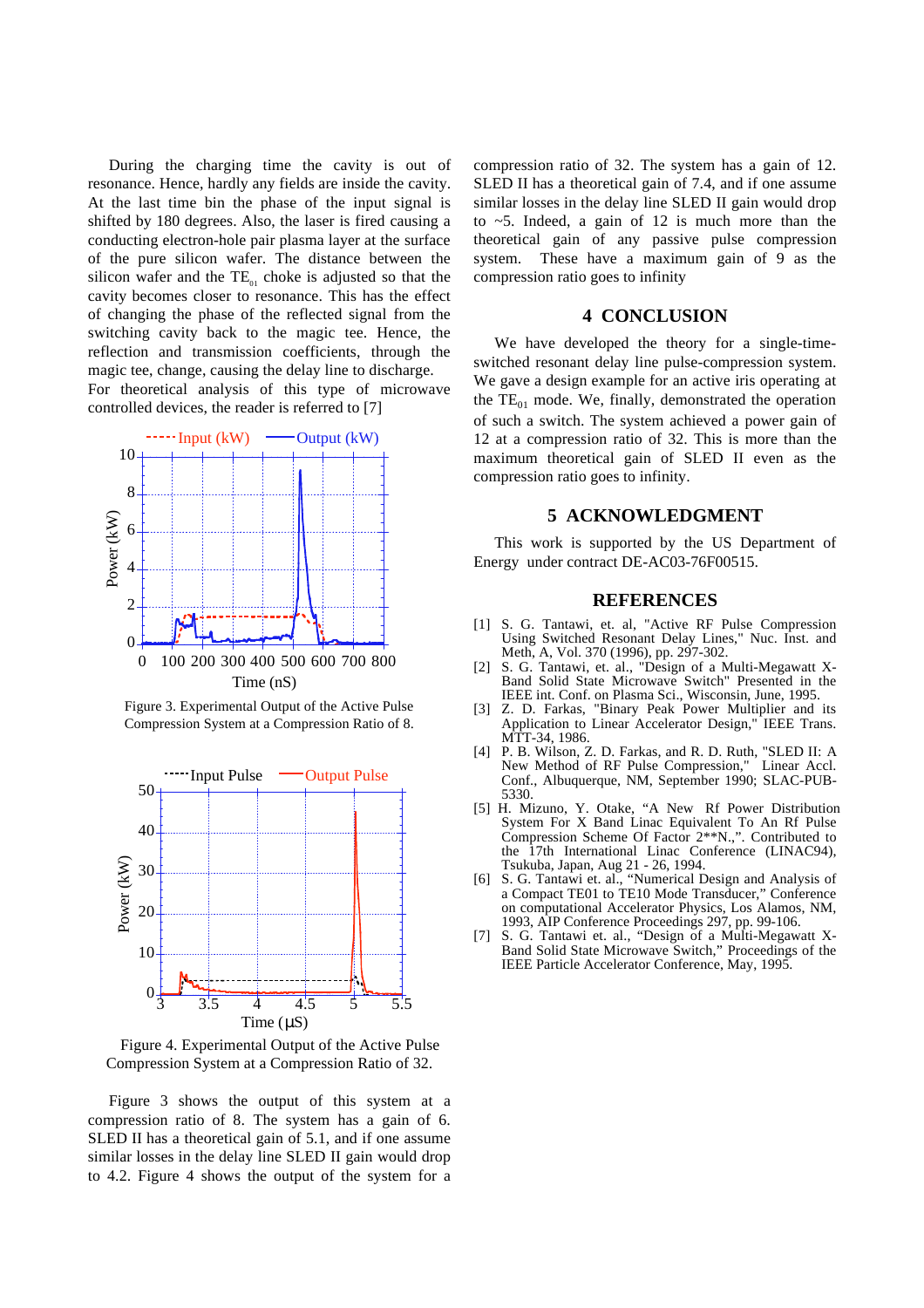During the charging time the cavity is out of resonance. Hence, hardly any fields are inside the cavity. At the last time bin the phase of the input signal is shifted by 180 degrees. Also, the laser is fired causing a conducting electron-hole pair plasma layer at the surface of the pure silicon wafer. The distance between the silicon wafer and the $TE_{01}$ choke is adjusted so that the cavity becomes closer to resonance. This has the effect of changing the phase of the reflected signal from the switching cavity back to the magic tee. Hence, the reflection and transmission coefficients, through the magic tee, change, causing the delay line to discharge. For theoretical analysis of this type of microwave controlled devices, the reader is referred to [7]

Input (kW)
Output (kW)
Power (kW)
10
8
6
4
2
0
0 100 200 300 400 500 600 700 800
Time (nS)

Figure 3. Experimental Output of the Active Pulse Compression System at a Compression Ratio of 8.

Input Pulse
Output Pulse
Power (kW)
50
40
30
20
10
0
3 3.5 4 4.5 5 5.5
Time (μS)

Figure 4. Experimental Output of the Active Pulse Compression System at a Compression Ratio of 32.

Figure 3 shows the output of this system at a compression ratio of 8. The system has a gain of 6. SLED II has a theoretical gain of 5.1, and if one assume similar losses in the delay line SLED II gain would drop to 4.2. Figure 4 shows the output of the system for a compression ratio of 32. The system has a gain of 12. SLED II has a theoretical gain of 7.4, and if one assume similar losses in the delay line SLED II gain would drop to ~5. Indeed, a gain of 12 is much more than the theoretical gain of any passive pulse compression system. These have a maximum gain of 9 as the compression ratio goes to infinity

## 4 CONCLUSION

We have developed the theory for a single-time-switched resonant delay line pulse-compression system. We gave a design example for an active iris operating at the $TE_{01}$ mode. We, finally, demonstrated the operation of such a switch. The system achieved a power gain of 12 at a compression ratio of 32. This is more than the maximum theoretical gain of SLED II even as the compression ratio goes to infinity.

## 5 ACKNOWLEDGMENT

This work is supported by the US Department of Energy under contract DE-AC03-76F00515.

## REFERENCES

[1] S. G. Tantawi, et. al, "Active RF Pulse Compression Using Switched Resonant Delay Lines," Nuc. Inst. and Meth, A, Vol. 370 (1996), pp. 297-302.

[2] S. G. Tantawi, et. al., "Design of a Multi-Megawatt X-Band Solid State Microwave Switch" Presented in the IEEE int. Conf. on Plasma Sci., Wisconsin, June, 1995.

[3] Z. D. Farkas, "Binary Peak Power Multiplier and its Application to Linear Accelerator Design," IEEE Trans. MTT-34, 1986.

[4] P. B. Wilson, Z. D. Farkas, and R. D. Ruth, "SLED II: A New Method of RF Pulse Compression," Linear Accl. Conf., Albuquerque, NM, September 1990; SLAC-PUB-5330.

[5] H. Mizuno, Y. Otake, “A New Rf Power Distribution System For X Band Linac Equivalent To An Rf Pulse Compression Scheme Of Factor 2**N.,”. Contributed to the 17th International Linac Conference (LINAC94), Tsukuba, Japan, Aug 21 - 26, 1994.

[6] S. G. Tantawi et. al., “Numerical Design and Analysis of a Compact TE01 to TE10 Mode Transducer,” Conference on computational Accelerator Physics, Los Alamos, NM, 1993, AIP Conference Proceedings 297, pp. 99-106.

[7] S. G. Tantawi et. al., “Design of a Multi-Megawatt X-Band Solid State Microwave Switch,” Proceedings of the IEEE Particle Accelerator Conference, May, 1995.